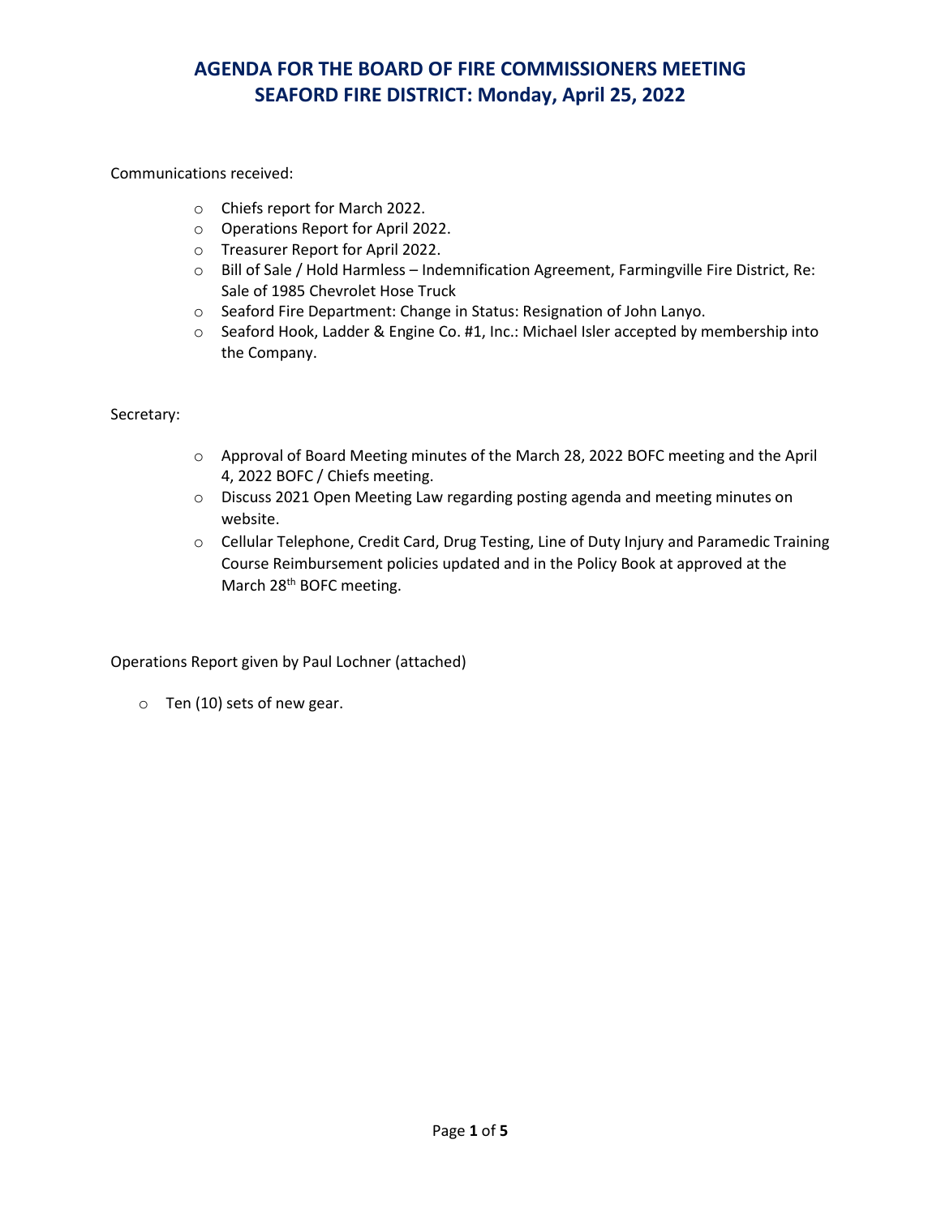# AGENDA FOR THE BOARD OF FIRE COMMISSIONERS MEETING
# SEAFORD FIRE DISTRICT: Monday, April 25, 2022

Communications received:

- Chiefs report for March 2022.
- Operations Report for April 2022.
- Treasurer Report for April 2022.
- Bill of Sale / Hold Harmless – Indemnification Agreement, Farmingville Fire District, Re: Sale of 1985 Chevrolet Hose Truck
- Seaford Fire Department: Change in Status: Resignation of John Lanyo.
- Seaford Hook, Ladder & Engine Co. #1, Inc.: Michael Isler accepted by membership into the Company.

Secretary:

- Approval of Board Meeting minutes of the March 28, 2022 BOFC meeting and the April 4, 2022 BOFC / Chiefs meeting.
- Discuss 2021 Open Meeting Law regarding posting agenda and meeting minutes on website.
- Cellular Telephone, Credit Card, Drug Testing, Line of Duty Injury and Paramedic Training Course Reimbursement policies updated and in the Policy Book at approved at the March 28th BOFC meeting.

Operations Report given by Paul Lochner (attached)

- Ten (10) sets of new gear.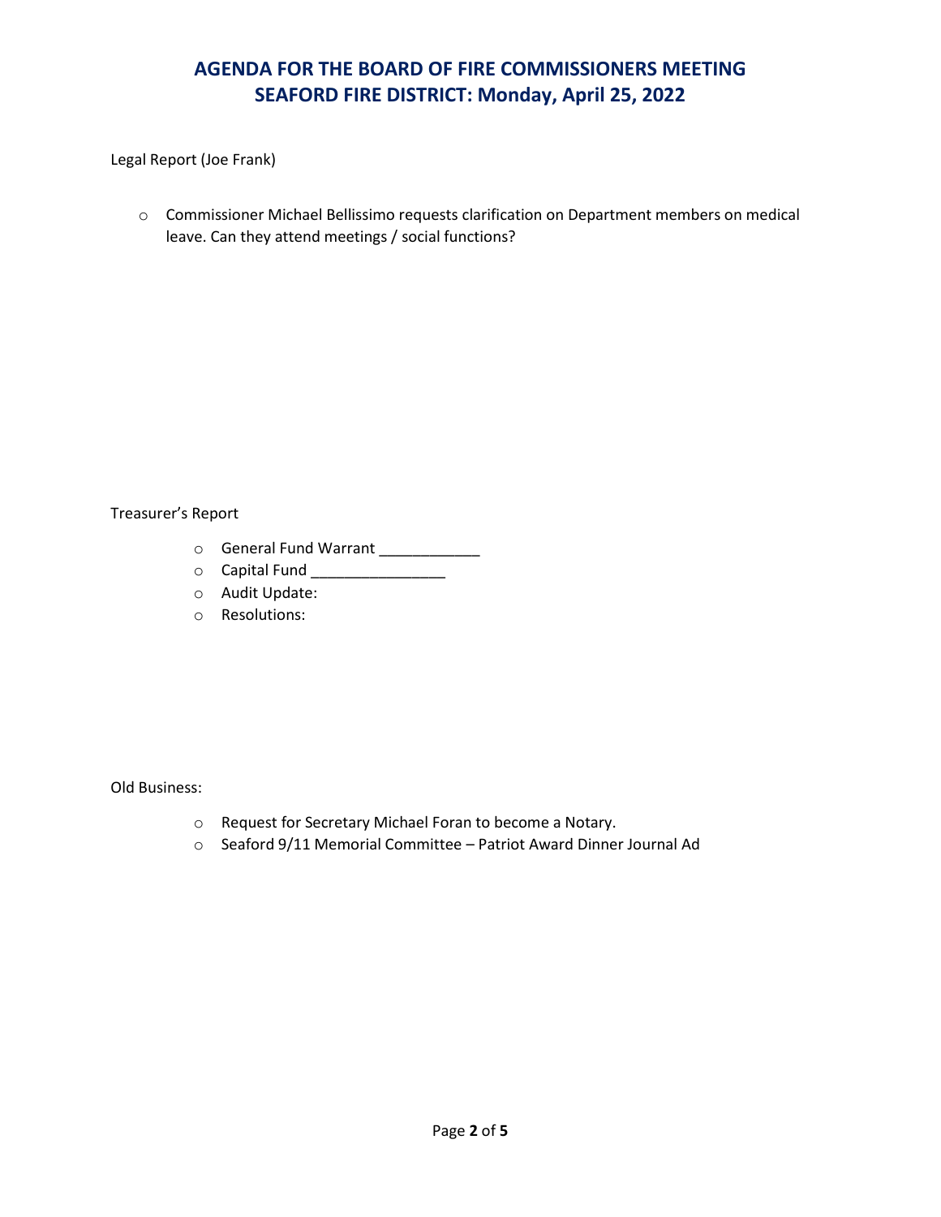# AGENDA FOR THE BOARD OF FIRE COMMISSIONERS MEETING SEAFORD FIRE DISTRICT: Monday, April 25, 2022

Legal Report (Joe Frank)

- Commissioner Michael Bellissimo requests clarification on Department members on medical leave. Can they attend meetings / social functions?

Treasurer's Report

- General Fund Warrant ____________
- Capital Fund ________________
- Audit Update:
- Resolutions:

Old Business:

- Request for Secretary Michael Foran to become a Notary.
- Seaford 9/11 Memorial Committee – Patriot Award Dinner Journal Ad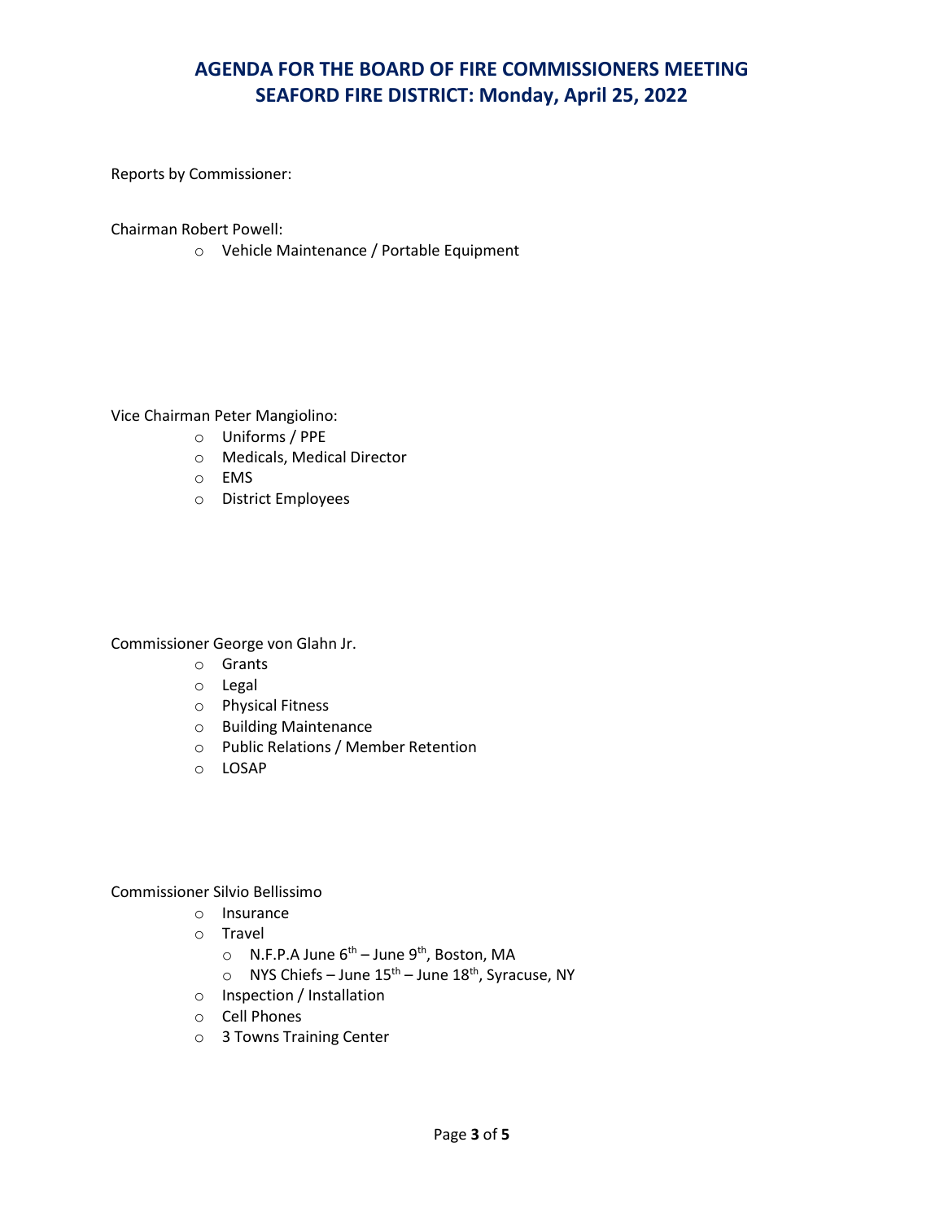# AGENDA FOR THE BOARD OF FIRE COMMISSIONERS MEETING
# SEAFORD FIRE DISTRICT: Monday, April 25, 2022

Reports by Commissioner:

Chairman Robert Powell:

- Vehicle Maintenance / Portable Equipment

Vice Chairman Peter Mangiolino:

- Uniforms / PPE
- Medicals, Medical Director
- EMS
- District Employees

Commissioner George von Glahn Jr.

- Grants
- Legal
- Physical Fitness
- Building Maintenance
- Public Relations / Member Retention
- LOSAP

Commissioner Silvio Bellissimo

- Insurance
- Travel
  - N.F.P.A June 6th – June 9th, Boston, MA
  - NYS Chiefs – June 15th – June 18th, Syracuse, NY
- Inspection / Installation
- Cell Phones
- 3 Towns Training Center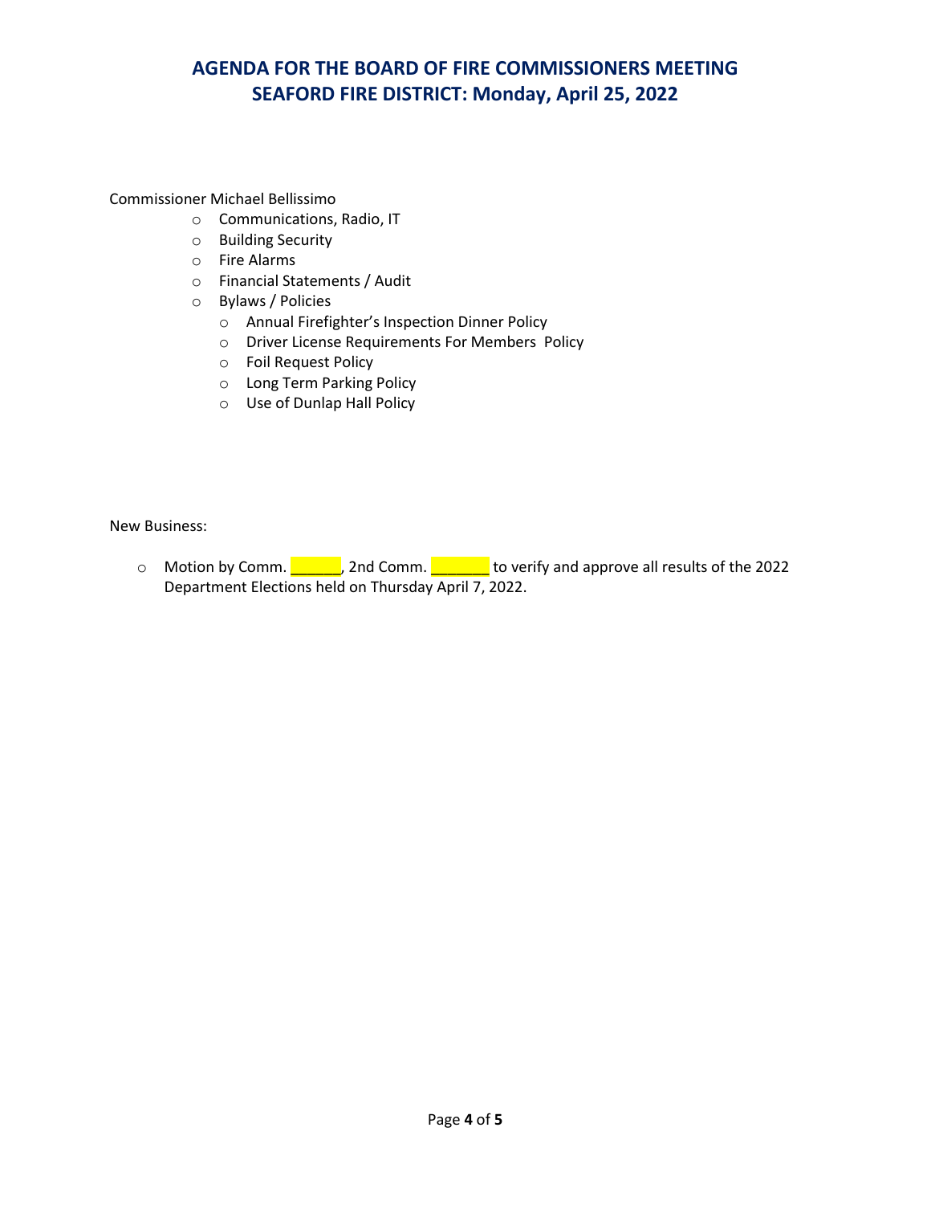# AGENDA FOR THE BOARD OF FIRE COMMISSIONERS MEETING
# SEAFORD FIRE DISTRICT: Monday, April 25, 2022

Commissioner Michael Bellissimo

- Communications, Radio, IT
- Building Security
- Fire Alarms
- Financial Statements / Audit
- Bylaws / Policies
  - Annual Firefighter's Inspection Dinner Policy
  - Driver License Requirements For Members  Policy
  - Foil Request Policy
  - Long Term Parking Policy
  - Use of Dunlap Hall Policy

New Business:

- Motion by Comm. ______, 2nd Comm. _______ to verify and approve all results of the 2022 Department Elections held on Thursday April 7, 2022.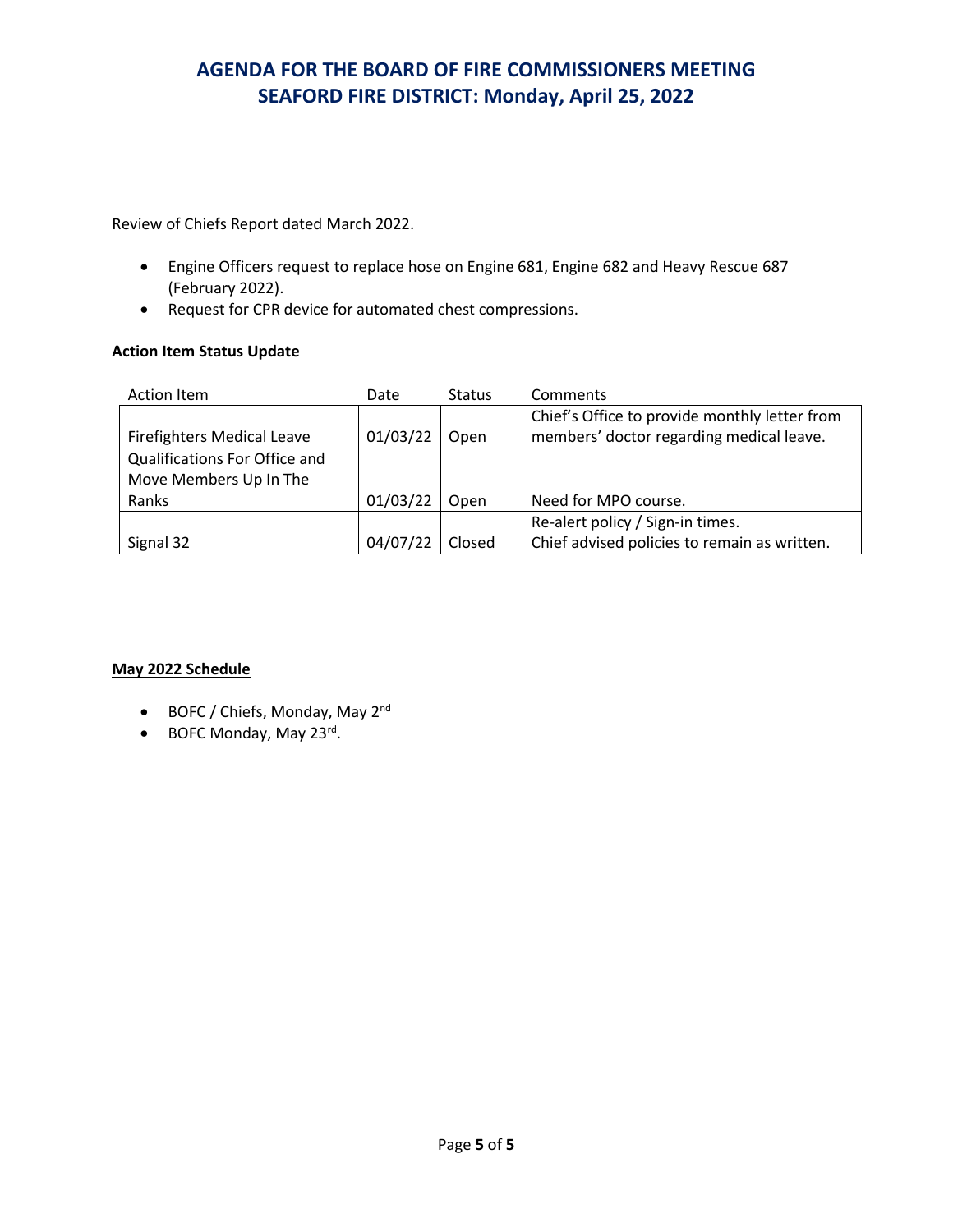# AGENDA FOR THE BOARD OF FIRE COMMISSIONERS MEETING
# SEAFORD FIRE DISTRICT: Monday, April 25, 2022

Review of Chiefs Report dated March 2022.

- Engine Officers request to replace hose on Engine 681, Engine 682 and Heavy Rescue 687 (February 2022).
- Request for CPR device for automated chest compressions.

**Action Item Status Update**

| Action Item | Date | Status | Comments |
|---|---|---|---|
| Firefighters Medical Leave | 01/03/22 | Open | Chief's Office to provide monthly letter from members' doctor regarding medical leave. |
| Qualifications For Office and Move Members Up In The Ranks | 01/03/22 | Open | Need for MPO course. |
| Signal 32 | 04/07/22 | Closed | Re-alert policy / Sign-in times. Chief advised policies to remain as written. |

**May 2022 Schedule**

- BOFC / Chiefs, Monday, May 2nd
- BOFC Monday, May 23rd.